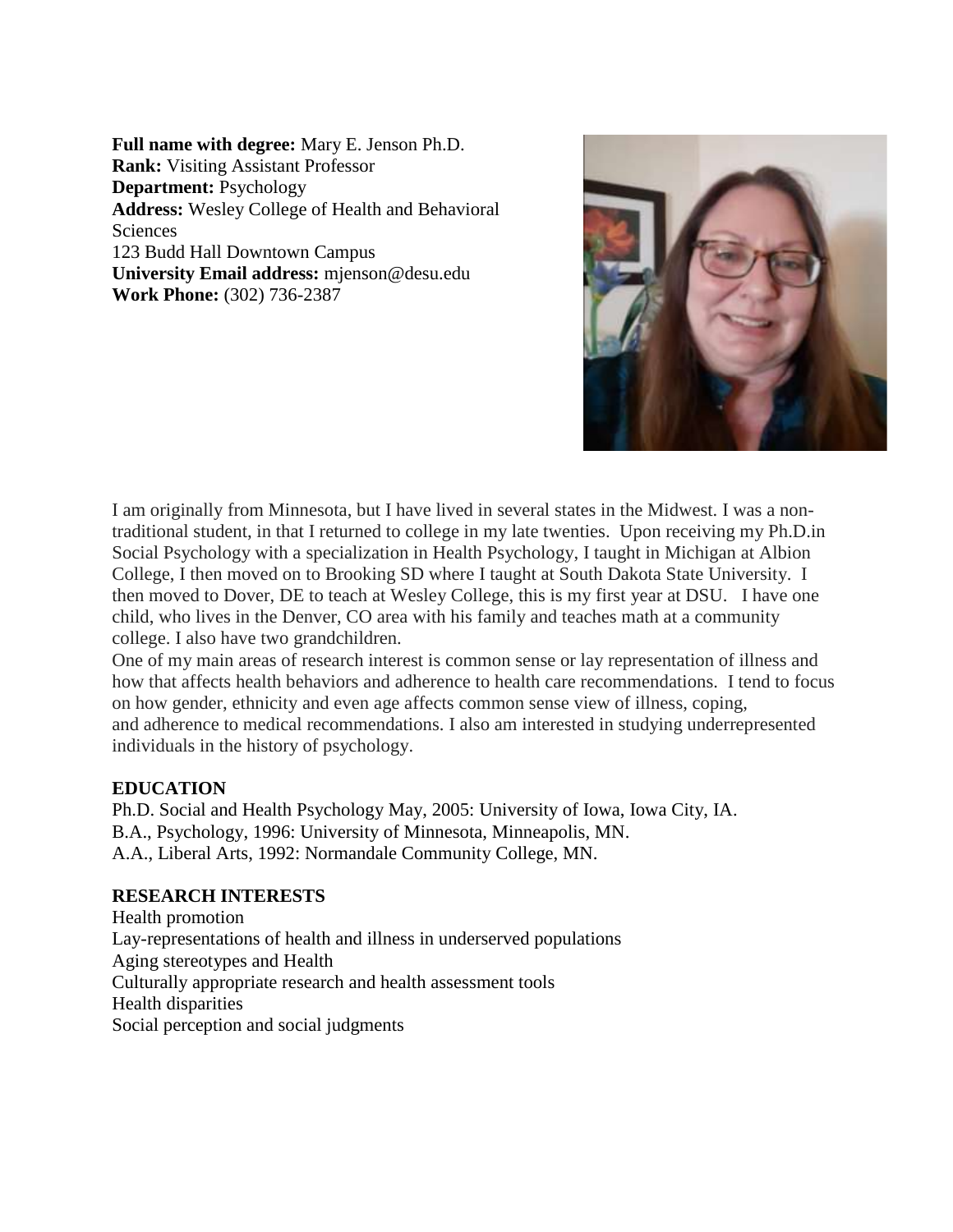**Full name with degree:** Mary E. Jenson Ph.D.
**Rank:** Visiting Assistant Professor
**Department:** Psychology
**Address:** Wesley College of Health and Behavioral Sciences
123 Budd Hall Downtown Campus
**University Email address:** mjenson@desu.edu
**Work Phone:** (302) 736-2387

I am originally from Minnesota, but I have lived in several states in the Midwest. I was a non-traditional student, in that I returned to college in my late twenties. Upon receiving my Ph.D.in Social Psychology with a specialization in Health Psychology, I taught in Michigan at Albion College, I then moved on to Brooking SD where I taught at South Dakota State University. I then moved to Dover, DE to teach at Wesley College, this is my first year at DSU. I have one child, who lives in the Denver, CO area with his family and teaches math at a community college. I also have two grandchildren.

One of my main areas of research interest is common sense or lay representation of illness and how that affects health behaviors and adherence to health care recommendations. I tend to focus on how gender, ethnicity and even age affects common sense view of illness, coping, and adherence to medical recommendations. I also am interested in studying underrepresented individuals in the history of psychology.

## EDUCATION

Ph.D. Social and Health Psychology May, 2005: University of Iowa, Iowa City, IA.
B.A., Psychology, 1996: University of Minnesota, Minneapolis, MN.
A.A., Liberal Arts, 1992: Normandale Community College, MN.

## RESEARCH INTERESTS

Health promotion
Lay-representations of health and illness in underserved populations
Aging stereotypes and Health
Culturally appropriate research and health assessment tools
Health disparities
Social perception and social judgments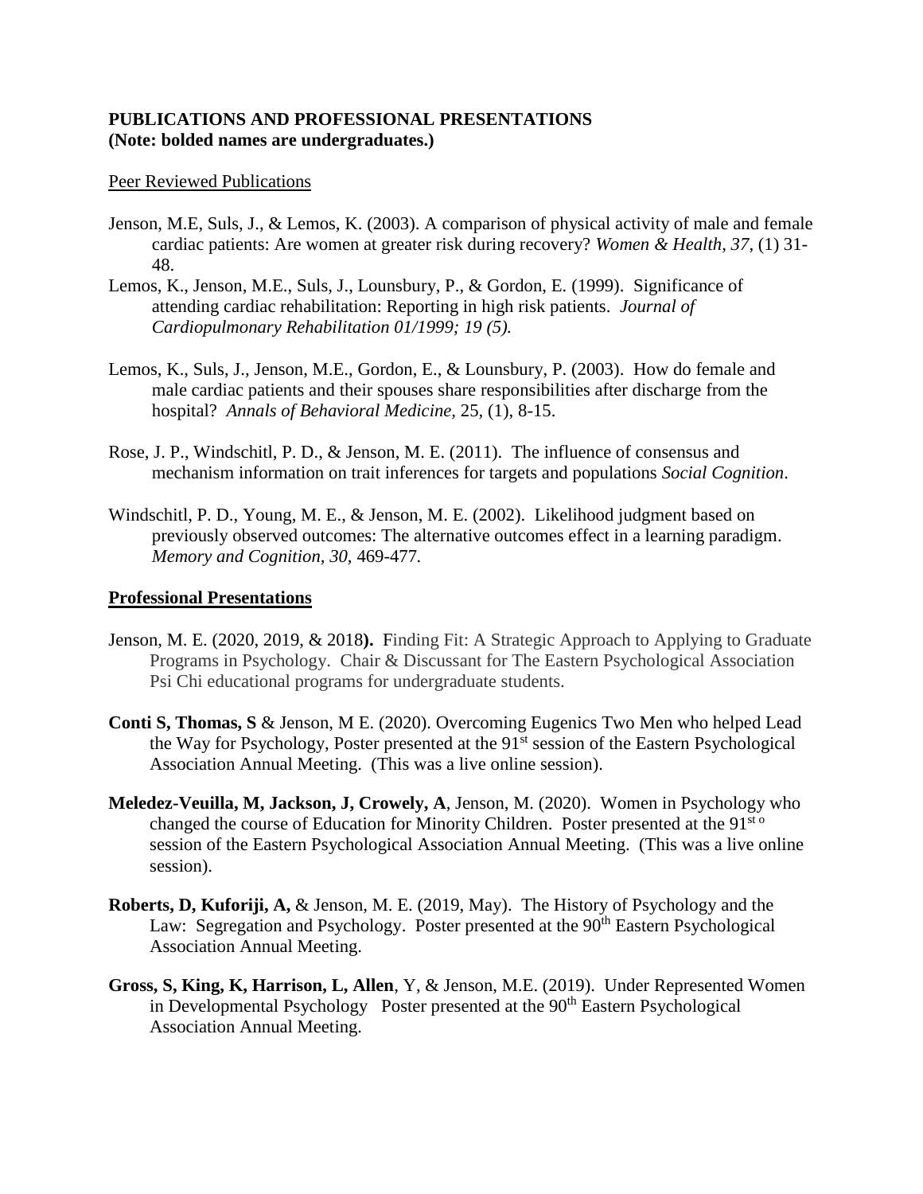**PUBLICATIONS AND PROFESSIONAL PRESENTATIONS**
**(Note: bolded names are undergraduates.)**

Peer Reviewed Publications

Jenson, M.E, Suls, J., & Lemos, K. (2003). A comparison of physical activity of male and female cardiac patients: Are women at greater risk during recovery? *Women & Health, 37*, (1) 31-48.

Lemos, K., Jenson, M.E., Suls, J., Lounsbury, P., & Gordon, E. (1999). Significance of attending cardiac rehabilitation: Reporting in high risk patients. *Journal of Cardiopulmonary Rehabilitation 01/1999; 19 (5).*

Lemos, K., Suls, J., Jenson, M.E., Gordon, E., & Lounsbury, P. (2003). How do female and male cardiac patients and their spouses share responsibilities after discharge from the hospital? *Annals of Behavioral Medicine,* 25, (1), 8-15.

Rose, J. P., Windschitl, P. D., & Jenson, M. E. (2011). The influence of consensus and mechanism information on trait inferences for targets and populations *Social Cognition*.

Windschitl, P. D., Young, M. E., & Jenson, M. E. (2002). Likelihood judgment based on previously observed outcomes: The alternative outcomes effect in a learning paradigm. *Memory and Cognition, 30,* 469-477.

**Professional Presentations**

Jenson, M. E. (2020, 2019, & 2018**).** Finding Fit: A Strategic Approach to Applying to Graduate Programs in Psychology. Chair & Discussant for The Eastern Psychological Association Psi Chi educational programs for undergraduate students.

**Conti S, Thomas, S** & Jenson, M E. (2020). Overcoming Eugenics Two Men who helped Lead the Way for Psychology, Poster presented at the 91st session of the Eastern Psychological Association Annual Meeting. (This was a live online session).

**Meledez-Veuilla, M, Jackson, J, Crowely, A**, Jenson, M. (2020). Women in Psychology who changed the course of Education for Minority Children. Poster presented at the 91st o session of the Eastern Psychological Association Annual Meeting. (This was a live online session).

**Roberts, D, Kuforiji, A,** & Jenson, M. E. (2019, May). The History of Psychology and the Law: Segregation and Psychology. Poster presented at the 90th Eastern Psychological Association Annual Meeting.

**Gross, S, King, K, Harrison, L, Allen**, Y, & Jenson, M.E. (2019). Under Represented Women in Developmental Psychology Poster presented at the 90th Eastern Psychological Association Annual Meeting.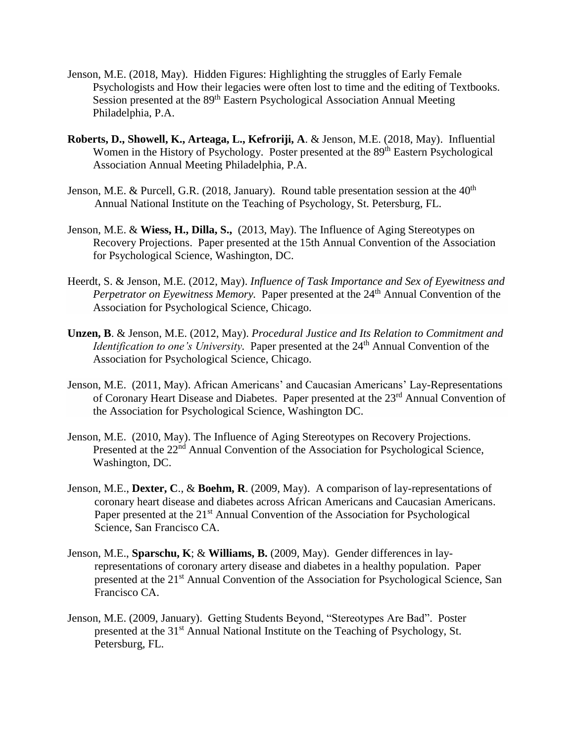Jenson, M.E. (2018, May). Hidden Figures: Highlighting the struggles of Early Female Psychologists and How their legacies were often lost to time and the editing of Textbooks. Session presented at the 89th Eastern Psychological Association Annual Meeting Philadelphia, P.A.

**Roberts, D., Showell, K., Arteaga, L., Kefroriji, A**. & Jenson, M.E. (2018, May). Influential Women in the History of Psychology. Poster presented at the 89th Eastern Psychological Association Annual Meeting Philadelphia, P.A.

Jenson, M.E. & Purcell, G.R. (2018, January). Round table presentation session at the 40th Annual National Institute on the Teaching of Psychology, St. Petersburg, FL.

Jenson, M.E. & **Wiess, H., Dilla, S.,** (2013, May). The Influence of Aging Stereotypes on Recovery Projections. Paper presented at the 15th Annual Convention of the Association for Psychological Science, Washington, DC.

Heerdt, S. & Jenson, M.E. (2012, May). *Influence of Task Importance and Sex of Eyewitness and Perpetrator on Eyewitness Memory.* Paper presented at the 24th Annual Convention of the Association for Psychological Science, Chicago.

**Unzen, B**. & Jenson, M.E. (2012, May). *Procedural Justice and Its Relation to Commitment and Identification to one's University.* Paper presented at the 24th Annual Convention of the Association for Psychological Science, Chicago.

Jenson, M.E. (2011, May). African Americans' and Caucasian Americans' Lay-Representations of Coronary Heart Disease and Diabetes. Paper presented at the 23rd Annual Convention of the Association for Psychological Science, Washington DC.

Jenson, M.E. (2010, May). The Influence of Aging Stereotypes on Recovery Projections. Presented at the 22nd Annual Convention of the Association for Psychological Science, Washington, DC.

Jenson, M.E., **Dexter, C**., & **Boehm, R**. (2009, May). A comparison of lay-representations of coronary heart disease and diabetes across African Americans and Caucasian Americans. Paper presented at the 21st Annual Convention of the Association for Psychological Science, San Francisco CA.

Jenson, M.E., **Sparschu, K**; & **Williams, B.** (2009, May). Gender differences in lay-representations of coronary artery disease and diabetes in a healthy population. Paper presented at the 21st Annual Convention of the Association for Psychological Science, San Francisco CA.

Jenson, M.E. (2009, January). Getting Students Beyond, "Stereotypes Are Bad". Poster presented at the 31st Annual National Institute on the Teaching of Psychology, St. Petersburg, FL.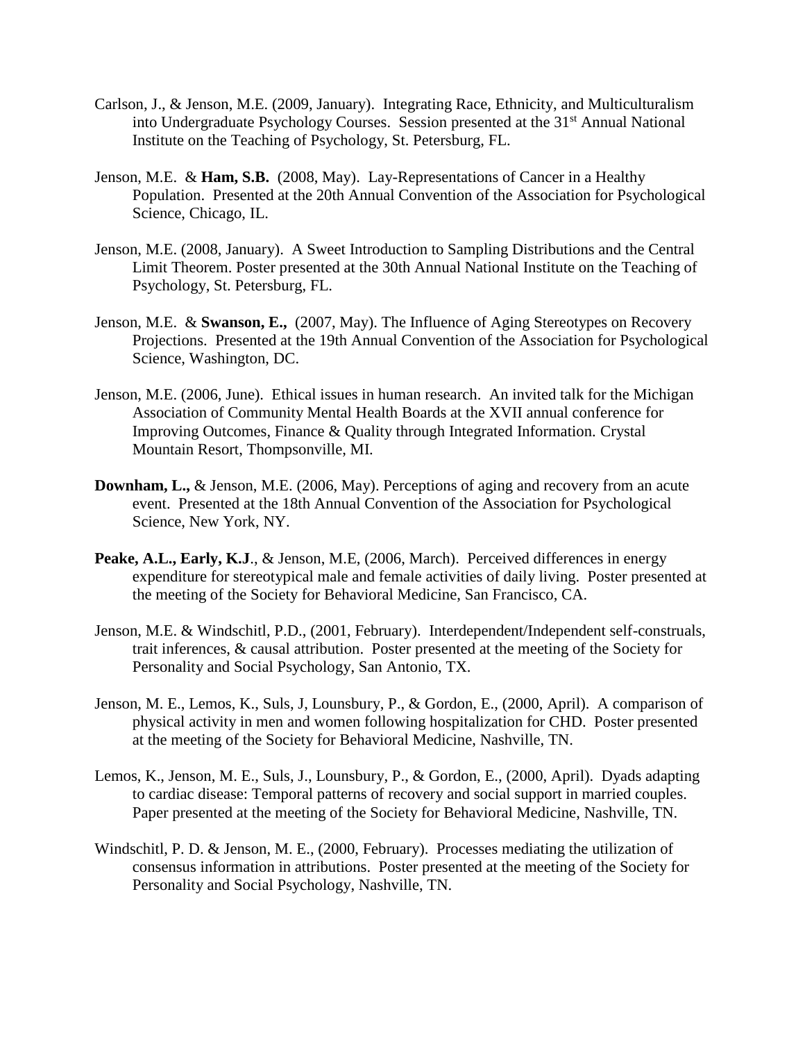Carlson, J., & Jenson, M.E. (2009, January). Integrating Race, Ethnicity, and Multiculturalism into Undergraduate Psychology Courses. Session presented at the 31st Annual National Institute on the Teaching of Psychology, St. Petersburg, FL.

Jenson, M.E. & **Ham, S.B.** (2008, May). Lay-Representations of Cancer in a Healthy Population. Presented at the 20th Annual Convention of the Association for Psychological Science, Chicago, IL.

Jenson, M.E. (2008, January). A Sweet Introduction to Sampling Distributions and the Central Limit Theorem. Poster presented at the 30th Annual National Institute on the Teaching of Psychology, St. Petersburg, FL.

Jenson, M.E. & **Swanson, E.,** (2007, May). The Influence of Aging Stereotypes on Recovery Projections. Presented at the 19th Annual Convention of the Association for Psychological Science, Washington, DC.

Jenson, M.E. (2006, June). Ethical issues in human research. An invited talk for the Michigan Association of Community Mental Health Boards at the XVII annual conference for Improving Outcomes, Finance & Quality through Integrated Information. Crystal Mountain Resort, Thompsonville, MI.

**Downham, L.,** & Jenson, M.E. (2006, May). Perceptions of aging and recovery from an acute event. Presented at the 18th Annual Convention of the Association for Psychological Science, New York, NY.

**Peake, A.L., Early, K.J**., & Jenson, M.E, (2006, March). Perceived differences in energy expenditure for stereotypical male and female activities of daily living. Poster presented at the meeting of the Society for Behavioral Medicine, San Francisco, CA.

Jenson, M.E. & Windschitl, P.D., (2001, February). Interdependent/Independent self-construals, trait inferences, & causal attribution. Poster presented at the meeting of the Society for Personality and Social Psychology, San Antonio, TX.

Jenson, M. E., Lemos, K., Suls, J, Lounsbury, P., & Gordon, E., (2000, April). A comparison of physical activity in men and women following hospitalization for CHD. Poster presented at the meeting of the Society for Behavioral Medicine, Nashville, TN.

Lemos, K., Jenson, M. E., Suls, J., Lounsbury, P., & Gordon, E., (2000, April). Dyads adapting to cardiac disease: Temporal patterns of recovery and social support in married couples. Paper presented at the meeting of the Society for Behavioral Medicine, Nashville, TN.

Windschitl, P. D. & Jenson, M. E., (2000, February). Processes mediating the utilization of consensus information in attributions. Poster presented at the meeting of the Society for Personality and Social Psychology, Nashville, TN.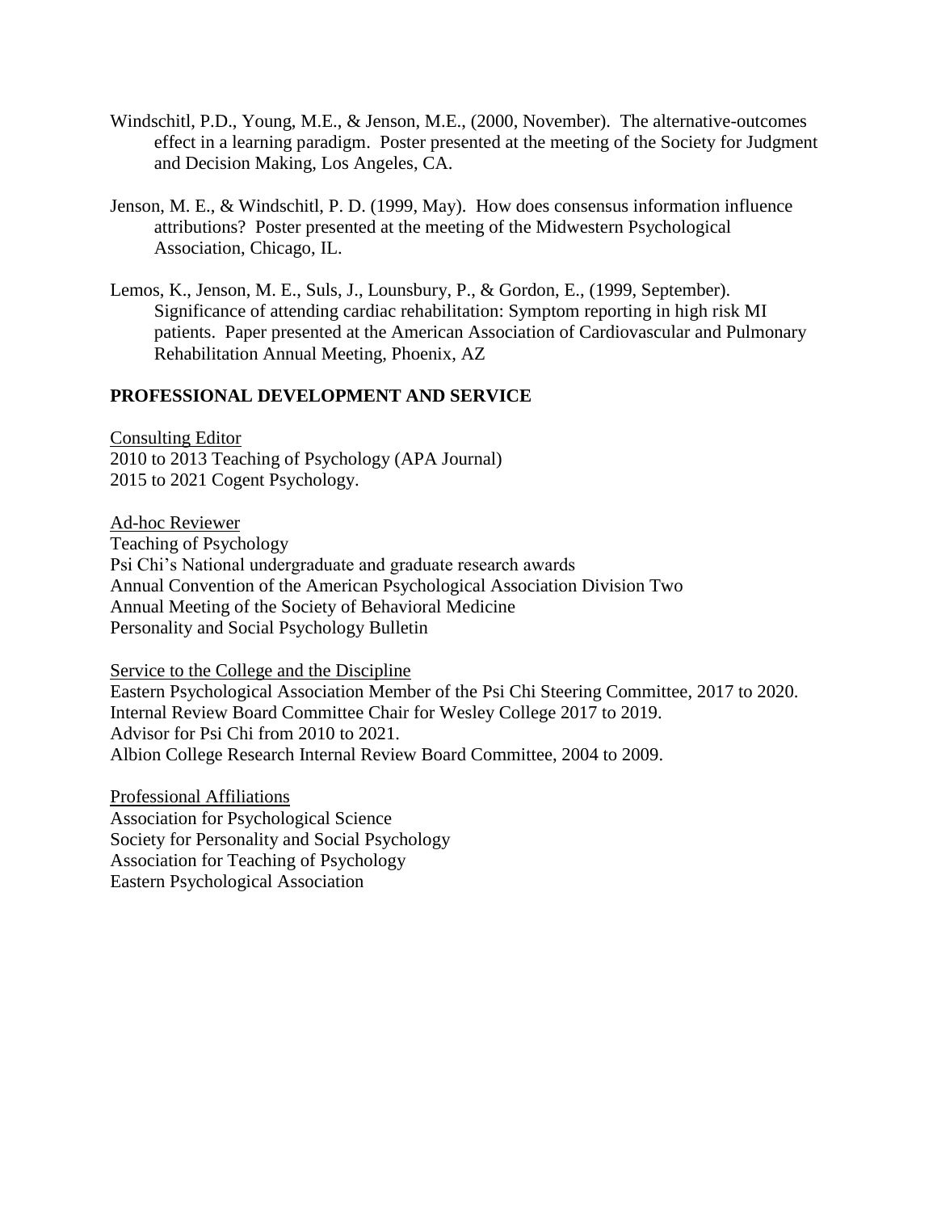Windschitl, P.D., Young, M.E., & Jenson, M.E., (2000, November). The alternative-outcomes effect in a learning paradigm. Poster presented at the meeting of the Society for Judgment and Decision Making, Los Angeles, CA.

Jenson, M. E., & Windschitl, P. D. (1999, May). How does consensus information influence attributions? Poster presented at the meeting of the Midwestern Psychological Association, Chicago, IL.

Lemos, K., Jenson, M. E., Suls, J., Lounsbury, P., & Gordon, E., (1999, September). Significance of attending cardiac rehabilitation: Symptom reporting in high risk MI patients. Paper presented at the American Association of Cardiovascular and Pulmonary Rehabilitation Annual Meeting, Phoenix, AZ

## PROFESSIONAL DEVELOPMENT AND SERVICE

Consulting Editor
2010 to 2013 Teaching of Psychology (APA Journal)
2015 to 2021 Cogent Psychology.

Ad-hoc Reviewer
Teaching of Psychology
Psi Chi's National undergraduate and graduate research awards
Annual Convention of the American Psychological Association Division Two
Annual Meeting of the Society of Behavioral Medicine
Personality and Social Psychology Bulletin

Service to the College and the Discipline
Eastern Psychological Association Member of the Psi Chi Steering Committee, 2017 to 2020.
Internal Review Board Committee Chair for Wesley College 2017 to 2019.
Advisor for Psi Chi from 2010 to 2021.
Albion College Research Internal Review Board Committee, 2004 to 2009.

Professional Affiliations
Association for Psychological Science
Society for Personality and Social Psychology
Association for Teaching of Psychology
Eastern Psychological Association